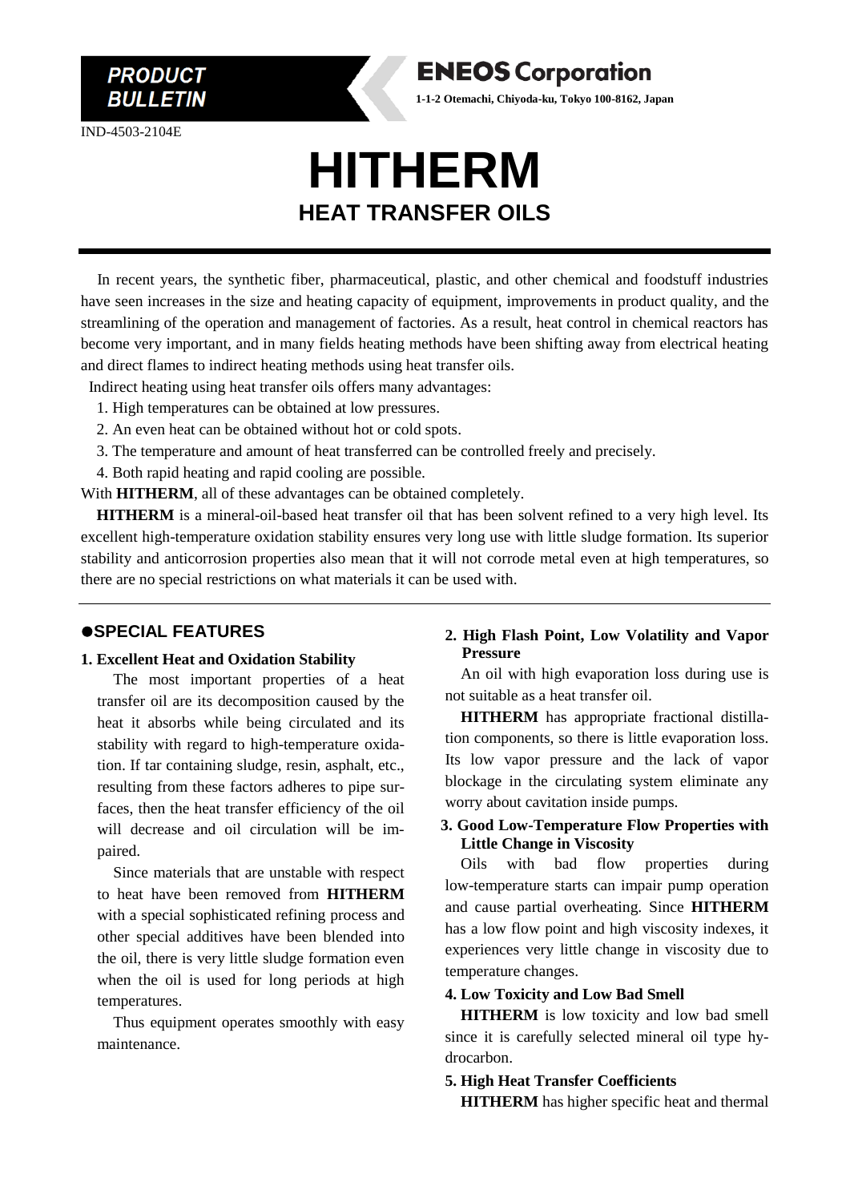**PRODUCT BULLETIN**

**ENEOS Corporation**

**1-1-2 Otemachi, Chiyoda-ku, Tokyo 100-8162, Japan**

IND-4503-2104E

# HITHERM

## HEAT TRANSFER OILS

In recent years, the synthetic fiber, pharmaceutical, plastic, and other chemical and foodstuff industries have seen increases in the size and heating capacity of equipment, improvements in product quality, and the streamlining of the operation and management of factories. As a result, heat control in chemical reactors has become very important, and in many fields heating methods have been shifting away from electrical heating and direct flames to indirect heating methods using heat transfer oils.

Indirect heating using heat transfer oils offers many advantages:

1. High temperatures can be obtained at low pressures.
2. An even heat can be obtained without hot or cold spots.
3. The temperature and amount of heat transferred can be controlled freely and precisely.
4. Both rapid heating and rapid cooling are possible.

With **HITHERM**, all of these advantages can be obtained completely.

**HITHERM** is a mineral-oil-based heat transfer oil that has been solvent refined to a very high level. Its excellent high-temperature oxidation stability ensures very long use with little sludge formation. Its superior stability and anticorrosion properties also mean that it will not corrode metal even at high temperatures, so there are no special restrictions on what materials it can be used with.

## ●SPECIAL FEATURES

### 1. Excellent Heat and Oxidation Stability

The most important properties of a heat transfer oil are its decomposition caused by the heat it absorbs while being circulated and its stability with regard to high-temperature oxidation. If tar containing sludge, resin, asphalt, etc., resulting from these factors adheres to pipe surfaces, then the heat transfer efficiency of the oil will decrease and oil circulation will be impaired.

Since materials that are unstable with respect to heat have been removed from **HITHERM** with a special sophisticated refining process and other special additives have been blended into the oil, there is very little sludge formation even when the oil is used for long periods at high temperatures.

Thus equipment operates smoothly with easy maintenance.

### 2. High Flash Point, Low Volatility and Vapor Pressure

An oil with high evaporation loss during use is not suitable as a heat transfer oil.

**HITHERM** has appropriate fractional distillation components, so there is little evaporation loss. Its low vapor pressure and the lack of vapor blockage in the circulating system eliminate any worry about cavitation inside pumps.

### 3. Good Low-Temperature Flow Properties with Little Change in Viscosity

Oils with bad flow properties during low-temperature starts can impair pump operation and cause partial overheating. Since **HITHERM** has a low flow point and high viscosity indexes, it experiences very little change in viscosity due to temperature changes.

### 4. Low Toxicity and Low Bad Smell

**HITHERM** is low toxicity and low bad smell since it is carefully selected mineral oil type hydrocarbon.

### 5. High Heat Transfer Coefficients

**HITHERM** has higher specific heat and thermal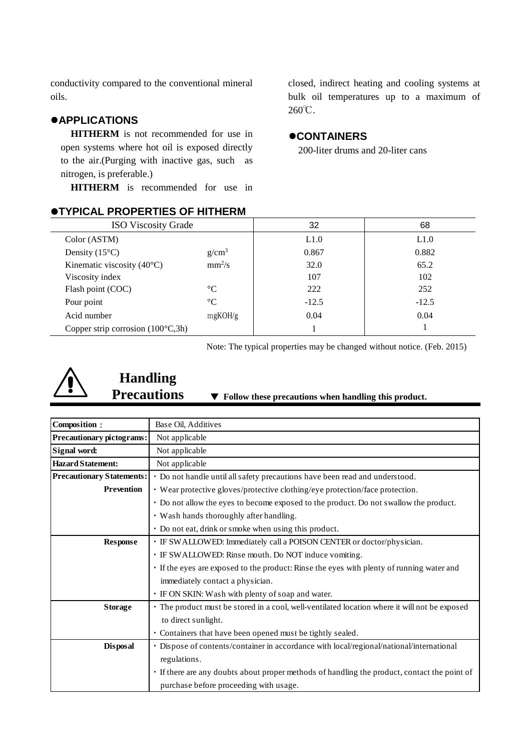conductivity compared to the conventional mineral oils.

## ●APPLICATIONS

**HITHERM** is not recommended for use in open systems where hot oil is exposed directly to the air.(Purging with inactive gas, such as nitrogen, is preferable.)

**HITHERM** is recommended for use in closed, indirect heating and cooling systems at bulk oil temperatures up to a maximum of 260℃.

## ●CONTAINERS

200-liter drums and 20-liter cans

## ●TYPICAL PROPERTIES OF HITHERM

| ISO Viscosity Grade | | 32 | 68 |
|---|---|---|---|
| Color (ASTM) | | L1.0 | L1.0 |
| Density (15°C) | $g/cm^3$ | 0.867 | 0.882 |
| Kinematic viscosity (40°C) | $mm^2/s$ | 32.0 | 65.2 |
| Viscosity index | | 107 | 102 |
| Flash point (COC) | °C | 222 | 252 |
| Pour point | °C | -12.5 | -12.5 |
| Acid number | mgKOH/g | 0.04 | 0.04 |
| Copper strip corrosion (100°C,3h) | | 1 | 1 |

Note: The typical properties may be changed without notice. (Feb. 2015)

## Handling Precautions

▼ **Follow these precautions when handling this product.**

| | |
|---|---|
| **Composition：** | Base Oil, Additives |
| **Precautionary pictograms:** | Not applicable |
| **Signal word:** | Not applicable |
| **Hazard Statement:** | Not applicable |
| **Precautionary Statements:** **Prevention** | ・Do not handle until all safety precautions have been read and understood.<br>・Wear protective gloves/protective clothing/eye protection/face protection.<br>・Do not allow the eyes to become exposed to the product. Do not swallow the product.<br>・Wash hands thoroughly after handling.<br>・Do not eat, drink or smoke when using this product. |
| **Response** | ・IF SWALLOWED: Immediately call a POISON CENTER or doctor/physician.<br>・IF SWALLOWED: Rinse mouth. Do NOT induce vomiting.<br>・If the eyes are exposed to the product: Rinse the eyes with plenty of running water and immediately contact a physician.<br>・IF ON SKIN: Wash with plenty of soap and water. |
| **Storage** | ・The product must be stored in a cool, well-ventilated location where it will not be exposed to direct sunlight.<br>・Containers that have been opened must be tightly sealed. |
| **Disposal** | ・Dispose of contents/container in accordance with local/regional/national/international regulations.<br>・If there are any doubts about proper methods of handling the product, contact the point of purchase before proceeding with usage. |